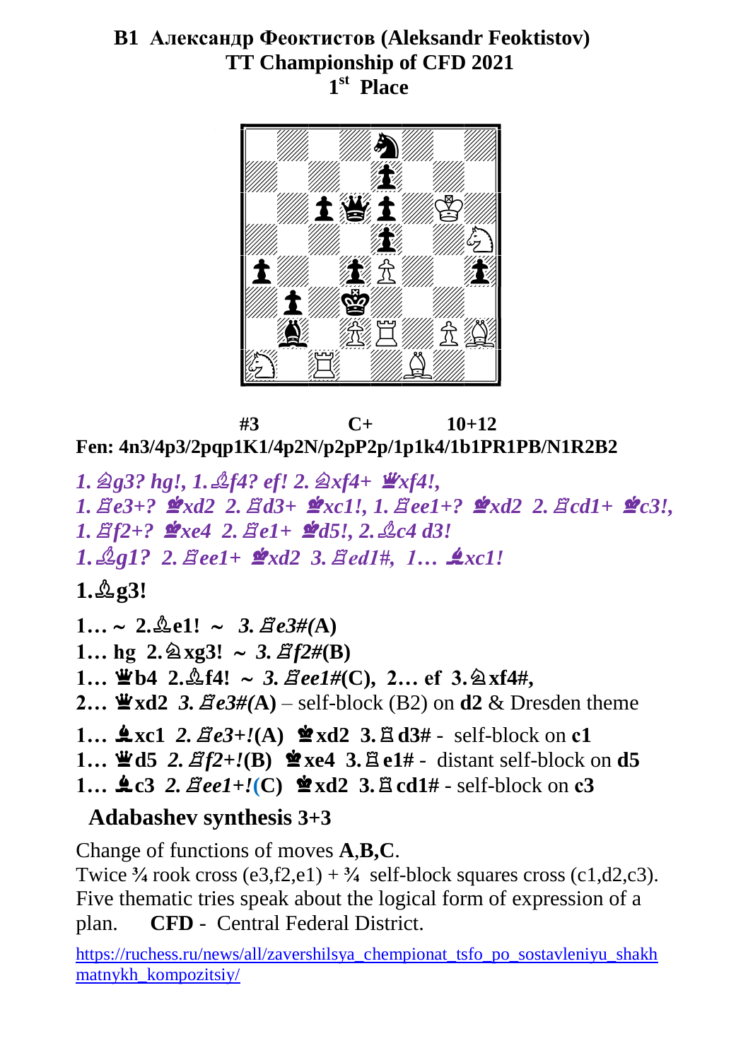# B1 Александр Феоктистов (Aleksandr Feoktistov)
## TT Championship of CFD 2021
## 1st Place

#3 C+ 10+12

**Fen: 4n3/4p3/2pqp1K1/4p2N/p2pP2p/1p1k4/1b1PR1PB/N1R2B2**

*1.♘g3? hg!, 1.♗f4? ef! 2.♘xf4+ ♛xf4!,*
*1.♖e3+? ♚xd2 2.♖d3+ ♚xc1!, 1.♖ee1+? ♚xd2 2.♖cd1+ ♚c3!,*
*1.♖f2+? ♚xe4 2.♖e1+ ♚d5!, 2.♗c4 d3!*
*1.♗g1? 2.♖ee1+ ♚xd2 3.♖ed1#, 1… ♝xc1!*

**1.♗g3!**

**1… ~ 2.♗e1! ~** *3.♖e3#*(**A**)
**1… hg 2.♘xg3! ~** *3.♖f2#*(**B**)
**1… ♛b4 2.♗f4! ~** *3.♖ee1#*(**C**), **2… ef 3.♘xf4#,**
**2… ♛xd2** *3.♖e3#*(**A**) – self-block (B2) on **d2** & Dresden theme

**1… ♝xc1** *2.♖e3+!*(**A**) **♚xd2 3.♖d3#** - self-block on **c1**
**1… ♛d5** *2.♖f2+!*(**B**) **♚xe4 3.♖e1#** - distant self-block on **d5**
**1… ♝c3** *2.♖ee1+!*(**C**) **♚xd2 3.♖cd1#** - self-block on **c3**

**Adabashev synthesis 3+3**

Change of functions of moves **A**,**B**,**C**.
Twice ¾ rook cross (e3,f2,e1) + ¾ self-block squares cross (c1,d2,c3).
Five thematic tries speak about the logical form of expression of a plan. **CFD** - Central Federal District.

https://ruchess.ru/news/all/zavershilsya_chempionat_tsfo_po_sostavleniyu_shakhmatnykh_kompozitsiy/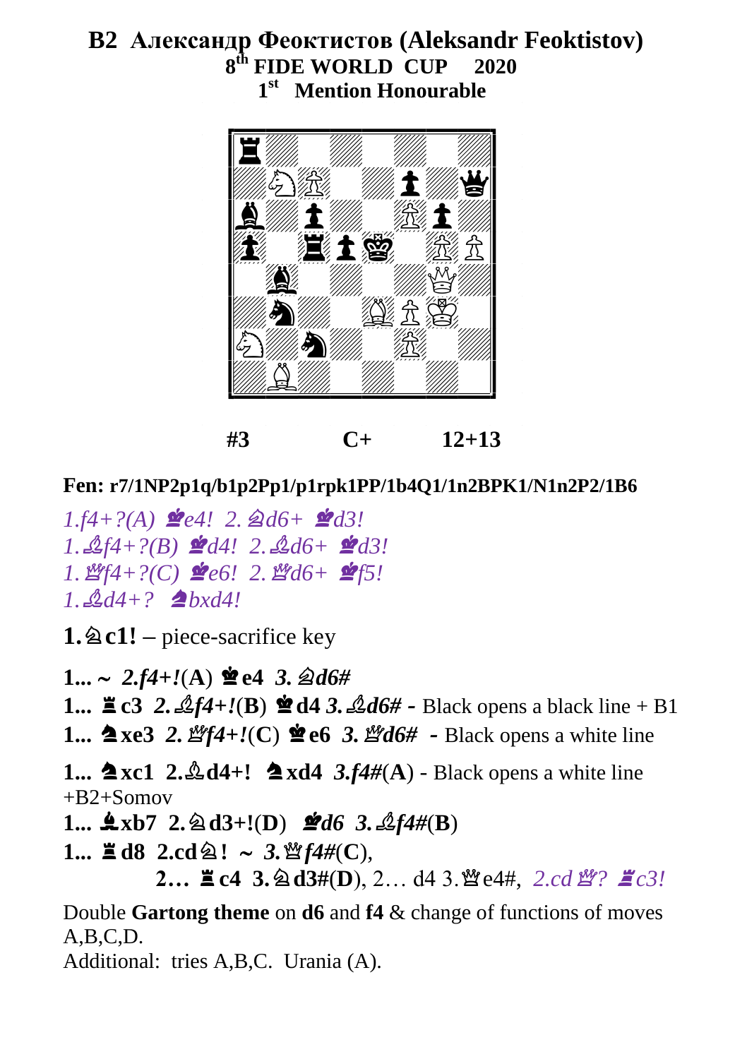# B2 Александр Феоктистов (Aleksandr Feoktistov)

**8th FIDE WORLD CUP 2020**

**1st Mention Honourable**

**#3 C+ 12+13**

**Fen: r7/1NP2p1q/b1p2Pp1/p1rpk1PP/1b4Q1/1n2BPK1/N1n2P2/1B6**

*1.f4+?(A) ♚e4! 2.♘d6+ ♚d3!*
*1.♗f4+?(B) ♚d4! 2.♗d6+ ♚d3!*
*1.♕f4+?(C) ♚e6! 2.♕d6+ ♚f5!*
*1.♗d4+? ♞bxd4!*

**1.♘c1!** – piece-sacrifice key

**1... ~** ***2.f4+!*(A) ♚e4** ***3.♘d6#***
**1... ♜c3** ***2.♗f4+!*(B) ♚d4** ***3.♗d6#*** **-** Black opens a black line + B1
**1... ♞xe3** ***2.♕f4+!*(C) ♚e6** ***3.♕d6#*** **-** Black opens a white line

**1... ♞xc1 2.♗d4+! ♞xd4** ***3.f4#*(A)** - Black opens a white line +B2+Somov
**1... ♝xb7 2.♘d3+!(D)** ***♚d6 3.♗f4#*(B)**
**1... ♜d8 2.cd♘! ~** ***3.♕f4#*(C),**
**2… ♜c4 3.♘d3#(D)**, 2… d4 3.♕e4#, *2.cd♕? ♜c3!*

Double **Gartong theme** on **d6** and **f4** & change of functions of moves A,B,C,D.

Additional: tries A,B,C. Urania (A).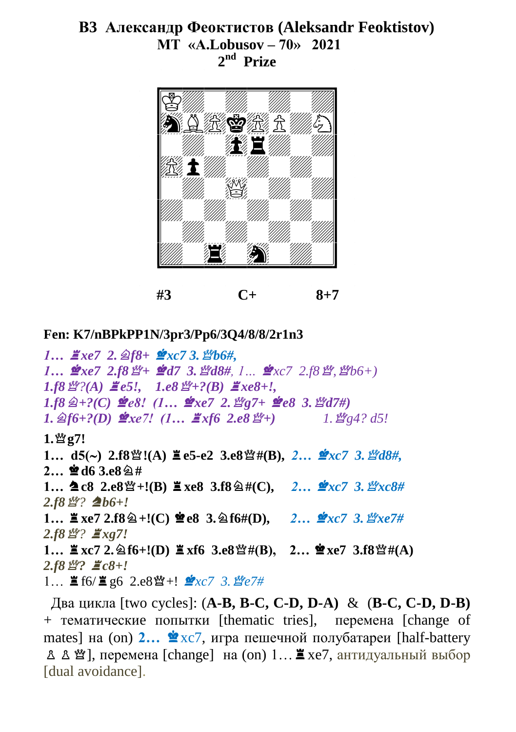# B3 Александр Феоктистов (Aleksandr Feoktistov)

**MT «A.Lobusov – 70» 2021**

**2nd Prize**

**#3 C+ 8+7**

**Fen: K7/nBPkPP1N/3pr3/Pp6/3Q4/8/8/2r1n3**

*1… ♖xe7 2.♘f8+ ♚xc7 3.♕b6#,*
*1… ♚xe7 2.f8♕+ ♚d7 3.♕d8#, 1… ♚xc7 2.f8♕,♕b6+)*
*1.f8♕?(A) ♖e5!, 1.e8♕+?(B) ♖xe8+!,*
*1.f8♘+?(C) ♚e8! (1… ♚xe7 2.♕g7+ ♚e8 3.♕d7#)*
*1.♘f6+?(D) ♚xe7! (1… ♖xf6 2.e8♕+)* *1.♕g4? d5!*

**1.♕g7!**

**1… d5(~) 2.f8♕!(A) ♖e5-e2 3.e8♕#(B),** *2… ♚xc7 3.♕d8#,*
**2… ♚d6 3.e8♘#**
**1… ♞c8 2.e8♕+!(B) ♖xe8 3.f8♘#(C),** *2… ♚xc7 3.♕xc8#*
*2.f8♕? ♞b6+!*
**1… ♖xe7 2.f8♘+!(C) ♚e8 3.♘f6#(D),** *2… ♚xc7 3.♕xe7#*
*2.f8♕? ♖xg7!*
**1… ♖xc7 2.♘f6+!(D) ♖xf6 3.e8♕#(B), 2… ♚xe7 3.f8♕#(A)**
*2.f8♕? ♖c8+!*
1… ♖f6/♖g6 2.e8♕+! *♚xc7 3.♕e7#*

Два цикла [two cycles]: **(A-B, B-C, C-D, D-A)** & **(B-C, C-D, D-B)** + тематические попытки [thematic tries], перемена [change of mates] на (on) **2… ♚**xc7, игра пешечной полубатареи [half-battery ♙♙♕], перемена [change] на (on) 1… ♖xe7, антидуальный выбор [dual avoidance].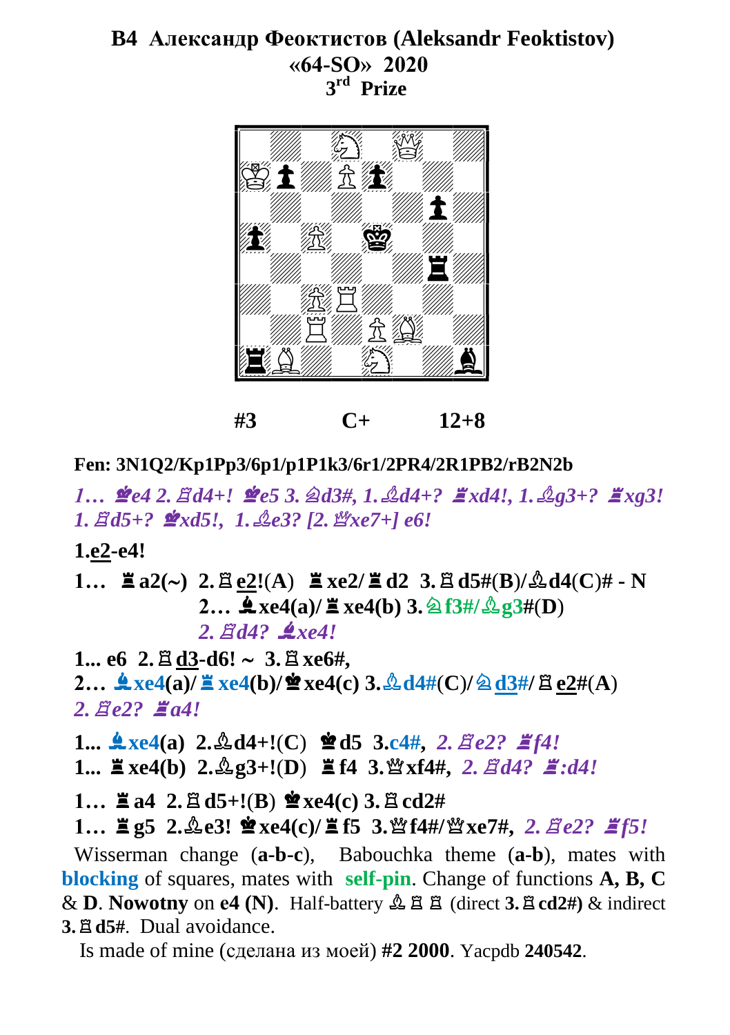## B4 Александр Феоктистов (Aleksandr Feoktistov)
## «64-SO» 2020
## 3rd Prize

**#3 C+ 12+8**

**Fen: 3N1Q2/Kp1Pp3/6p1/p1P1k3/6r1/2PR4/2R1PB2/rB2N2b**

*1… ♚e4 2. ♖d4+! ♚e5 3. ♘d3#, 1. ♗d4+? ♜xd4!, 1. ♗g3+? ♜xg3! 1. ♖d5+? ♚xd5!, 1. ♗e3? [2. ♕xe7+] e6!*

**1.e2-e4!**

**1… ♜a2(~) 2. ♖e2!(A) ♜xe2/♜d2 3. ♖d5#(B)/♗d4(C)# - N**
**2… ♝xe4(a)/♜xe4(b) 3. ♘f3#/♗g3#(D)**
*2. ♖d4? ♝xe4!*

**1... e6 2. ♖d3-d6! ~ 3. ♖xe6#,**
**2… ♝xe4(a)/♜xe4(b)/♚xe4(c) 3. ♗d4#(C)/♘d3#/♖e2#(A)**
*2. ♖e2? ♜a4!*

**1... ♝xe4(a) 2. ♗d4+!(C) ♚d5 3. c4#,** *2. ♖e2? ♜f4!*
**1... ♜xe4(b) 2. ♗g3+!(D) ♜f4 3. ♕xf4#,** *2. ♖d4? ♜:d4!*

**1… ♜a4 2. ♖d5+!(B) ♚xe4(c) 3. ♖cd2#**
**1… ♜g5 2. ♗e3! ♚xe4(c)/♜f5 3. ♕f4#/♕xe7#,** *2. ♖e2? ♜f5!*

Wisserman change (**a-b-c**), Babouchka theme (**a-b**), mates with **blocking** of squares, mates with **self-pin**. Change of functions **A, B, C** & **D**. **Nowotny** on **e4 (N)**. Half-battery ♗ ♖ ♖ (direct **3. ♖cd2#**) & indirect **3. ♖d5#**. Dual avoidance.

Is made of mine (сделана из моей) **#2 2000**. Yacpdb **240542**.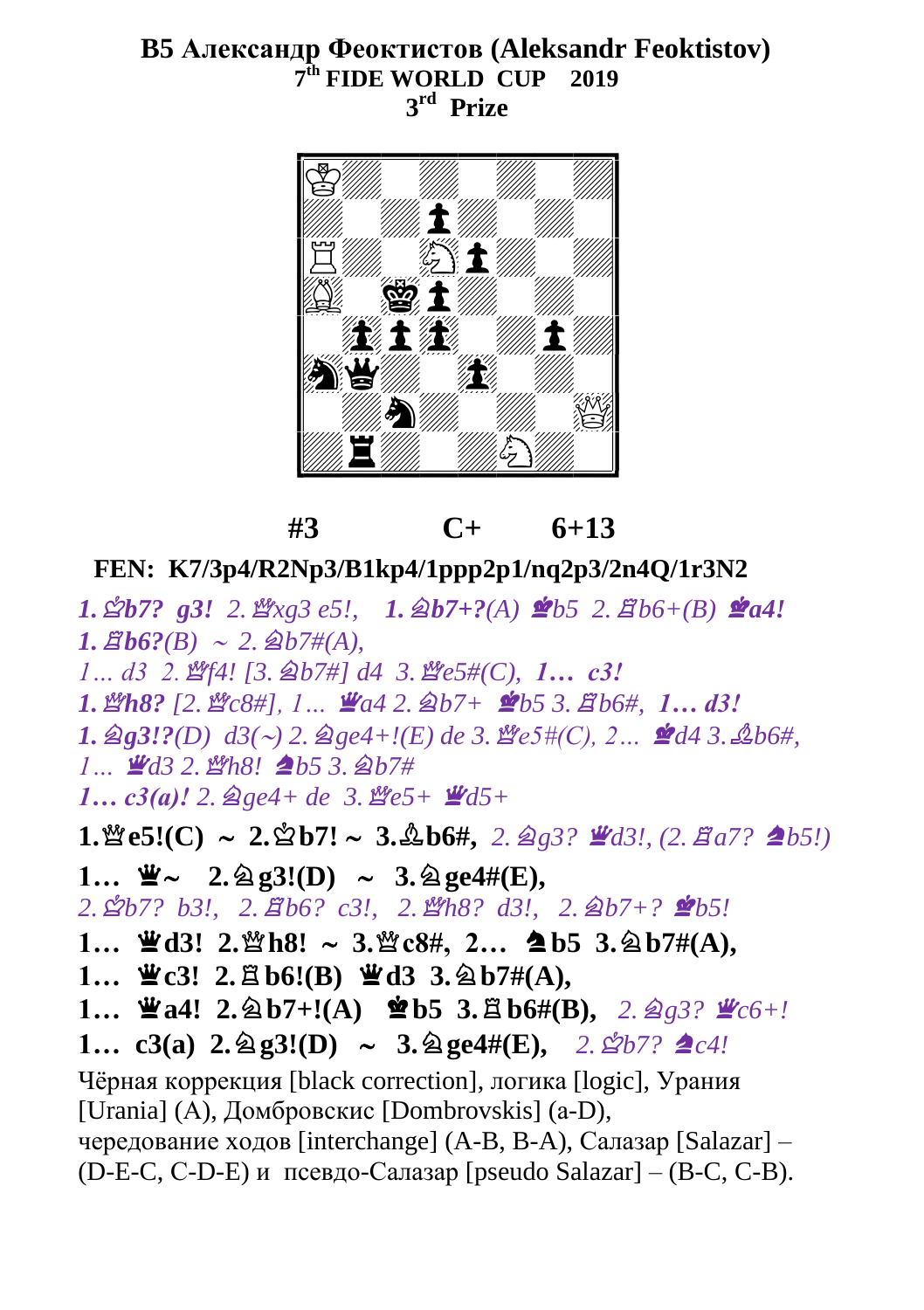**B5 Александр Феоктистов (Aleksandr Feoktistov)**
**7th FIDE WORLD CUP 2019**
**3rd Prize**

**#3 C+ 6+13**

**FEN: K7/3p4/R2Np3/B1kp4/1ppp2p1/nq2p3/2n4Q/1r3N2**

*1.♔b7? g3! 2.♕xg3 e5!, **1.♘b7+?**(A) ♚b5 2.♖b6+(B) ♚a4!*
***1.♖b6?**(B) ~ 2.♘b7#(A),*
*1… d3 2.♕f4! [3.♘b7#] d4 3.♕e5#(C), **1… c3!***
***1.♕h8?** [2.♕c8#], 1… ♛a4 2.♘b7+ ♚b5 3.♖b6#, **1… d3!***
***1.♘g3!?**(D) d3(~) 2.♘ge4+!(E) de 3.♕e5#(C), 2… ♚d4 3.♗b6#,*
*1… ♛d3 2.♕h8! ♞b5 3.♘b7#*
***1… c3(a)!** 2.♘ge4+ de 3.♕e5+ ♛d5+*

**1.♕e5!(C) ~ 2.♔b7! ~ 3.♗b6#,** *2.♘g3? ♛d3!, (2.♖a7? ♞b5!)*
**1… ♛~ 2.♘g3!(D) ~ 3.♘ge4#(E),**
*2.♔b7? b3!, 2.♖b6? c3!, 2.♕h8? d3!, 2.♘b7+? ♚b5!*
**1… ♛d3! 2.♕h8! ~ 3.♕c8#, 2… ♞b5 3.♘b7#(A),**
**1… ♛c3! 2.♖b6!(B) ♛d3 3.♘b7#(A),**
**1… ♛a4! 2.♘b7+!(A) ♚b5 3.♖b6#(B),** *2.♘g3? ♛c6+!*
**1… c3(a) 2.♘g3!(D) ~ 3.♘ge4#(E),** *2.♔b7? ♞c4!*

Чёрная коррекция [black correction], логика [logic], Урания [Urania] (A), Домбровскис [Dombrovskis] (a-D), чередование ходов [interchange] (A-B, B-A), Салазар [Salazar] – (D-E-C, C-D-E) и псевдо-Салазар [pseudo Salazar] – (B-C, C-B).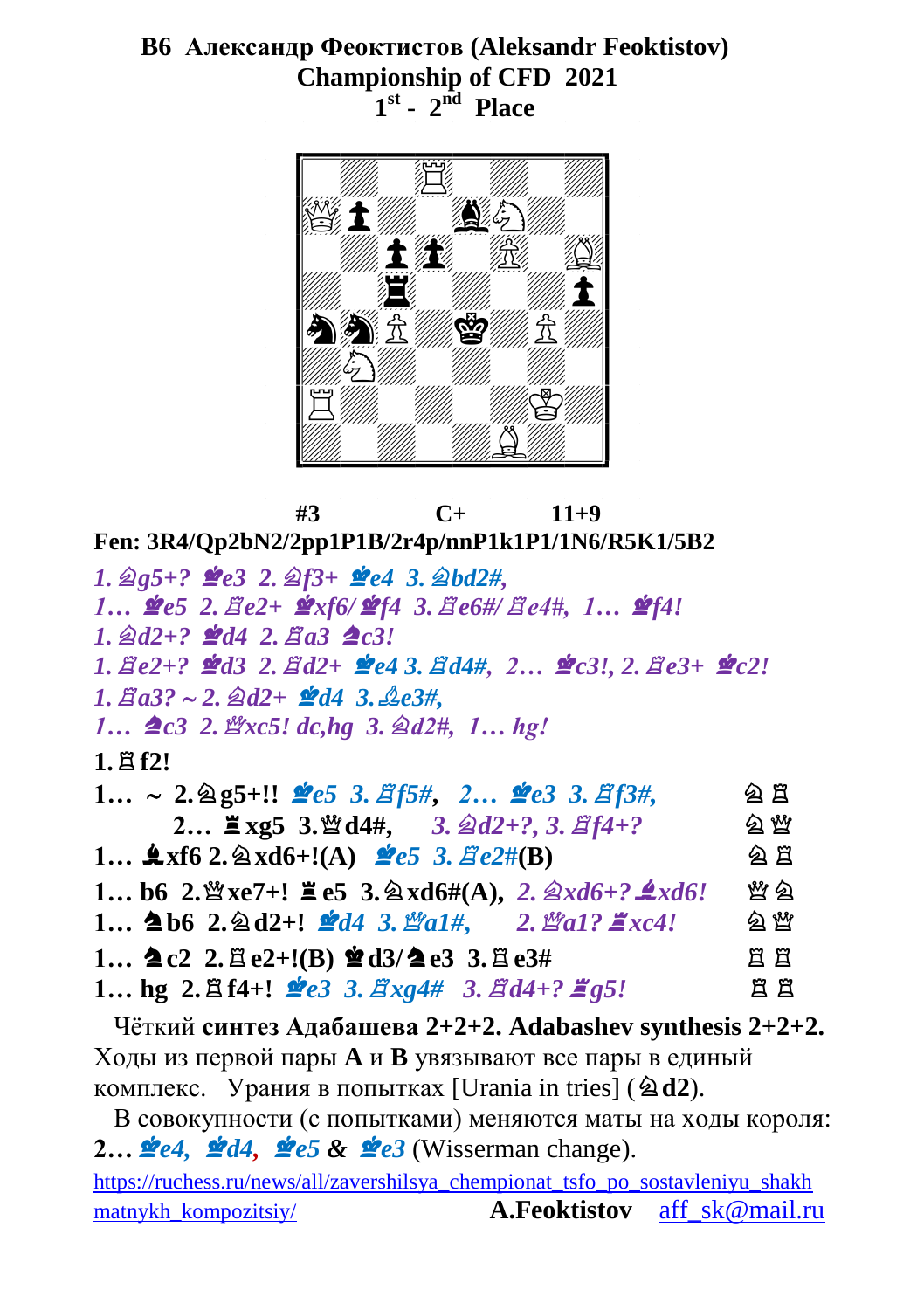**B6 Александр Феоктистов (Aleksandr Feoktistov)**
**Championship of CFD 2021**
**1st - 2nd Place**

**#3 C+ 11+9**

**Fen: 3R4/Qp2bN2/2pp1P1B/2r4p/nnP1k1P1/1N6/R5K1/5B2**

*1. ♘g5+? ♚e3 2. ♘f3+ ♚e4 3. ♘bd2#,*
*1… ♚e5 2. ♖e2+ ♚xf6/♚f4 3. ♖e6#/♖e4#, 1… ♚f4!*
*1. ♘d2+? ♚d4 2. ♖a3 ♝c3!*
*1. ♖e2+? ♚d3 2. ♖d2+ ♚e4 3. ♖d4#, 2… ♚c3!, 2. ♖e3+ ♚c2!*
*1. ♖a3? ~ 2. ♘d2+ ♚d4 3. ♗e3#,*
*1… ♝c3 2. ♕xc5! dc,hg 3. ♘d2#, 1… hg!*

**1. ♖f2!**

**1… ~ 2. ♘g5+!!** *♚e5 3. ♖f5#, 2… ♚e3 3. ♖f3#,* ♘ ♖
**2… ♜xg5 3. ♕d4#,** *3. ♘d2+?, 3. ♖f4+?* ♘ ♕
**1… ♝xf6 2. ♘xd6+!(A)** *♚e5 3. ♖e2#***(B)** ♘ ♖
**1… b6 2. ♕xe7+! ♜e5 3. ♘xd6#(A),** *2. ♘xd6+? ♝xd6!* ♕ ♘
**1… ♞b6 2. ♘d2+!** *♚d4 3. ♕a1#, 2. ♕a1? ♜xc4!* ♘ ♕
**1… ♞c2 2. ♖e2+!(B) ♚d3/♞e3 3. ♖e3#** ♖ ♖
**1… hg 2. ♖f4+!** *♚e3 3. ♖xg4# 3. ♖d4+? ♜g5!* ♖ ♖

Чёткий **синтез Адабашева 2+2+2. Adabashev synthesis 2+2+2.** Ходы из первой пары **A** и **B** увязывают все пары в единый комплекс. Урания в попытках [Urania in tries] (**♘d2**).

В совокупности (с попытками) меняются маты на ходы короля: **2…** *♚e4, ♚d4, ♚e5* **&** *♚e3* (Wisserman change).

https://ruchess.ru/news/all/zavershilsya_chempionat_tsfo_po_sostavleniyu_shakhmatnykh_kompozitsiy/ **A.Feoktistov** aff_sk@mail.ru